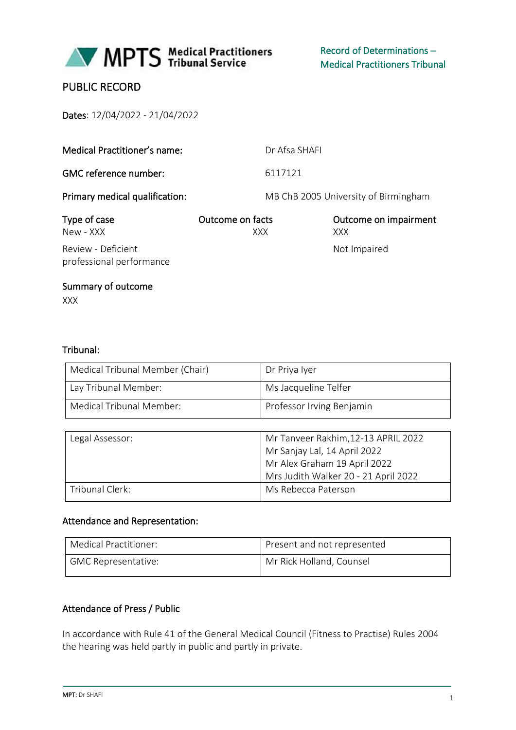MPTS Medical Practitioners Tribunal Service

Record of Determinations – Medical Practitioners Tribunal

# PUBLIC RECORD

**Dates**: 12/04/2022 - 21/04/2022

| | |
|---|---|
| **Medical Practitioner's name:** | Dr Afsa SHAFI |
| **GMC reference number:** | 6117121 |
| **Primary medical qualification:** | MB ChB 2005 University of Birmingham |

| Type of case | Outcome on facts | Outcome on impairment |
|---|---|---|
| New - XXX | XXX | XXX |
| Review - Deficient professional performance | | Not Impaired |

**Summary of outcome**

XXX

## Tribunal:

| | |
|---|---|
| Medical Tribunal Member (Chair) | Dr Priya Iyer |
| Lay Tribunal Member: | Ms Jacqueline Telfer |
| Medical Tribunal Member: | Professor Irving Benjamin |

| | |
|---|---|
| Legal Assessor: | Mr Tanveer Rakhim,12-13 APRIL 2022<br>Mr Sanjay Lal, 14 April 2022<br>Mr Alex Graham 19 April 2022<br>Mrs Judith Walker 20 - 21 April 2022 |
| Tribunal Clerk: | Ms Rebecca Paterson |

## Attendance and Representation:

| | |
|---|---|
| Medical Practitioner: | Present and not represented |
| GMC Representative: | Mr Rick Holland, Counsel |

## Attendance of Press / Public

In accordance with Rule 41 of the General Medical Council (Fitness to Practise) Rules 2004 the hearing was held partly in public and partly in private.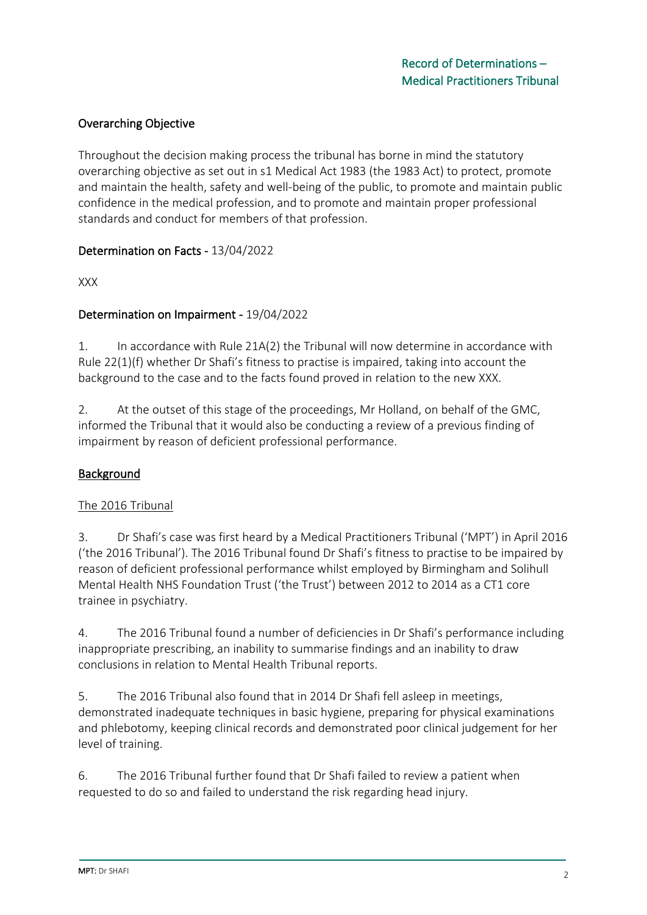## Overarching Objective

Throughout the decision making process the tribunal has borne in mind the statutory overarching objective as set out in s1 Medical Act 1983 (the 1983 Act) to protect, promote and maintain the health, safety and well-being of the public, to promote and maintain public confidence in the medical profession, and to promote and maintain proper professional standards and conduct for members of that profession.

## Determination on Facts - 13/04/2022

XXX

## Determination on Impairment - 19/04/2022

1. In accordance with Rule 21A(2) the Tribunal will now determine in accordance with Rule 22(1)(f) whether Dr Shafi's fitness to practise is impaired, taking into account the background to the case and to the facts found proved in relation to the new XXX.

2. At the outset of this stage of the proceedings, Mr Holland, on behalf of the GMC, informed the Tribunal that it would also be conducting a review of a previous finding of impairment by reason of deficient professional performance.

### Background

#### The 2016 Tribunal

3. Dr Shafi's case was first heard by a Medical Practitioners Tribunal ('MPT') in April 2016 ('the 2016 Tribunal'). The 2016 Tribunal found Dr Shafi's fitness to practise to be impaired by reason of deficient professional performance whilst employed by Birmingham and Solihull Mental Health NHS Foundation Trust ('the Trust') between 2012 to 2014 as a CT1 core trainee in psychiatry.

4. The 2016 Tribunal found a number of deficiencies in Dr Shafi's performance including inappropriate prescribing, an inability to summarise findings and an inability to draw conclusions in relation to Mental Health Tribunal reports.

5. The 2016 Tribunal also found that in 2014 Dr Shafi fell asleep in meetings, demonstrated inadequate techniques in basic hygiene, preparing for physical examinations and phlebotomy, keeping clinical records and demonstrated poor clinical judgement for her level of training.

6. The 2016 Tribunal further found that Dr Shafi failed to review a patient when requested to do so and failed to understand the risk regarding head injury.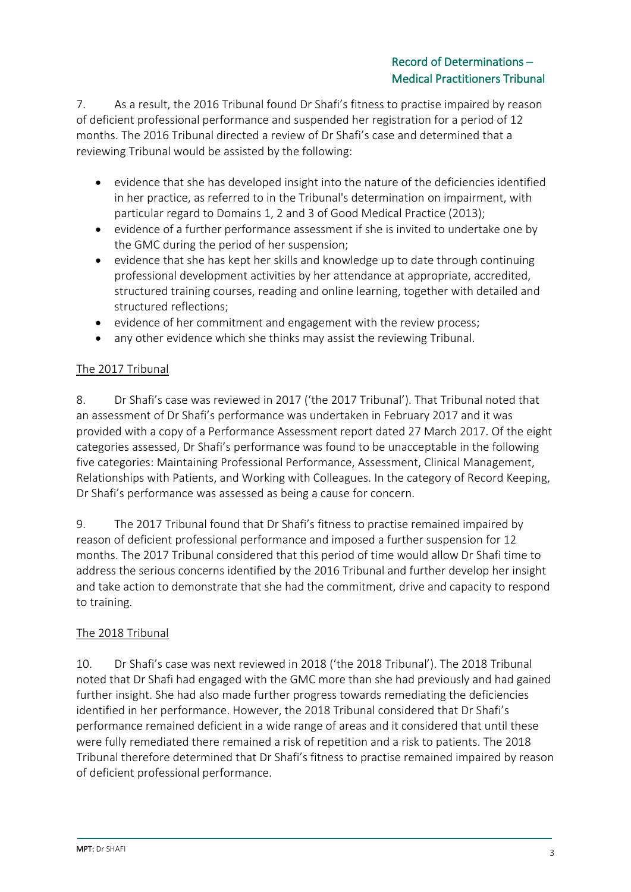7. As a result, the 2016 Tribunal found Dr Shafi's fitness to practise impaired by reason of deficient professional performance and suspended her registration for a period of 12 months. The 2016 Tribunal directed a review of Dr Shafi's case and determined that a reviewing Tribunal would be assisted by the following:

- evidence that she has developed insight into the nature of the deficiencies identified in her practice, as referred to in the Tribunal's determination on impairment, with particular regard to Domains 1, 2 and 3 of Good Medical Practice (2013);
- evidence of a further performance assessment if she is invited to undertake one by the GMC during the period of her suspension;
- evidence that she has kept her skills and knowledge up to date through continuing professional development activities by her attendance at appropriate, accredited, structured training courses, reading and online learning, together with detailed and structured reflections;
- evidence of her commitment and engagement with the review process;
- any other evidence which she thinks may assist the reviewing Tribunal.

## The 2017 Tribunal

8. Dr Shafi's case was reviewed in 2017 ('the 2017 Tribunal'). That Tribunal noted that an assessment of Dr Shafi's performance was undertaken in February 2017 and it was provided with a copy of a Performance Assessment report dated 27 March 2017. Of the eight categories assessed, Dr Shafi's performance was found to be unacceptable in the following five categories: Maintaining Professional Performance, Assessment, Clinical Management, Relationships with Patients, and Working with Colleagues. In the category of Record Keeping, Dr Shafi's performance was assessed as being a cause for concern.

9. The 2017 Tribunal found that Dr Shafi's fitness to practise remained impaired by reason of deficient professional performance and imposed a further suspension for 12 months. The 2017 Tribunal considered that this period of time would allow Dr Shafi time to address the serious concerns identified by the 2016 Tribunal and further develop her insight and take action to demonstrate that she had the commitment, drive and capacity to respond to training.

## The 2018 Tribunal

10. Dr Shafi's case was next reviewed in 2018 ('the 2018 Tribunal'). The 2018 Tribunal noted that Dr Shafi had engaged with the GMC more than she had previously and had gained further insight. She had also made further progress towards remediating the deficiencies identified in her performance. However, the 2018 Tribunal considered that Dr Shafi's performance remained deficient in a wide range of areas and it considered that until these were fully remediated there remained a risk of repetition and a risk to patients. The 2018 Tribunal therefore determined that Dr Shafi's fitness to practise remained impaired by reason of deficient professional performance.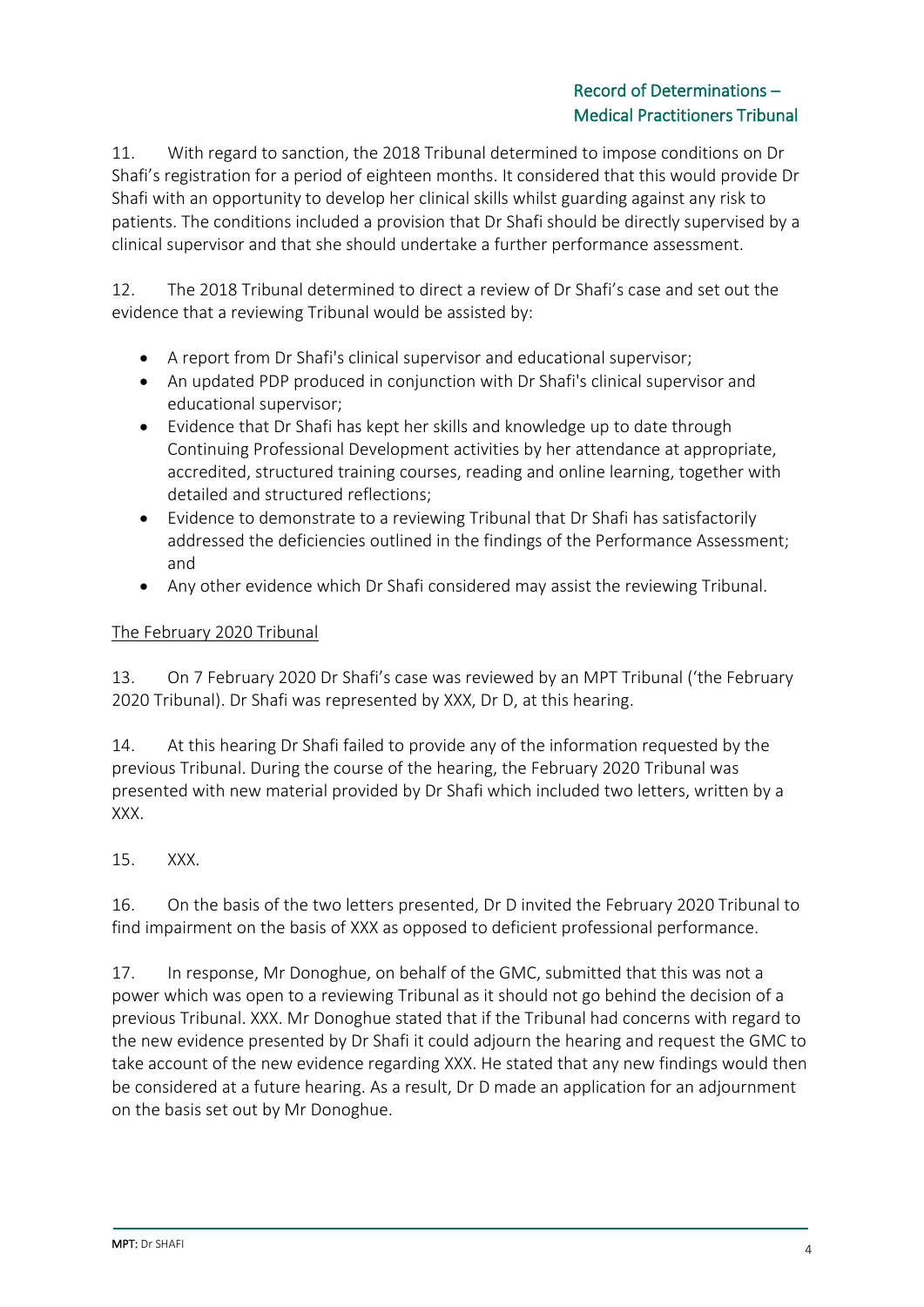11. With regard to sanction, the 2018 Tribunal determined to impose conditions on Dr Shafi's registration for a period of eighteen months. It considered that this would provide Dr Shafi with an opportunity to develop her clinical skills whilst guarding against any risk to patients. The conditions included a provision that Dr Shafi should be directly supervised by a clinical supervisor and that she should undertake a further performance assessment.

12. The 2018 Tribunal determined to direct a review of Dr Shafi's case and set out the evidence that a reviewing Tribunal would be assisted by:

- A report from Dr Shafi's clinical supervisor and educational supervisor;
- An updated PDP produced in conjunction with Dr Shafi's clinical supervisor and educational supervisor;
- Evidence that Dr Shafi has kept her skills and knowledge up to date through Continuing Professional Development activities by her attendance at appropriate, accredited, structured training courses, reading and online learning, together with detailed and structured reflections;
- Evidence to demonstrate to a reviewing Tribunal that Dr Shafi has satisfactorily addressed the deficiencies outlined in the findings of the Performance Assessment; and
- Any other evidence which Dr Shafi considered may assist the reviewing Tribunal.

<u>The February 2020 Tribunal</u>

13. On 7 February 2020 Dr Shafi's case was reviewed by an MPT Tribunal ('the February 2020 Tribunal). Dr Shafi was represented by XXX, Dr D, at this hearing.

14. At this hearing Dr Shafi failed to provide any of the information requested by the previous Tribunal. During the course of the hearing, the February 2020 Tribunal was presented with new material provided by Dr Shafi which included two letters, written by a XXX.

15. XXX.

16. On the basis of the two letters presented, Dr D invited the February 2020 Tribunal to find impairment on the basis of XXX as opposed to deficient professional performance.

17. In response, Mr Donoghue, on behalf of the GMC, submitted that this was not a power which was open to a reviewing Tribunal as it should not go behind the decision of a previous Tribunal. XXX. Mr Donoghue stated that if the Tribunal had concerns with regard to the new evidence presented by Dr Shafi it could adjourn the hearing and request the GMC to take account of the new evidence regarding XXX. He stated that any new findings would then be considered at a future hearing. As a result, Dr D made an application for an adjournment on the basis set out by Mr Donoghue.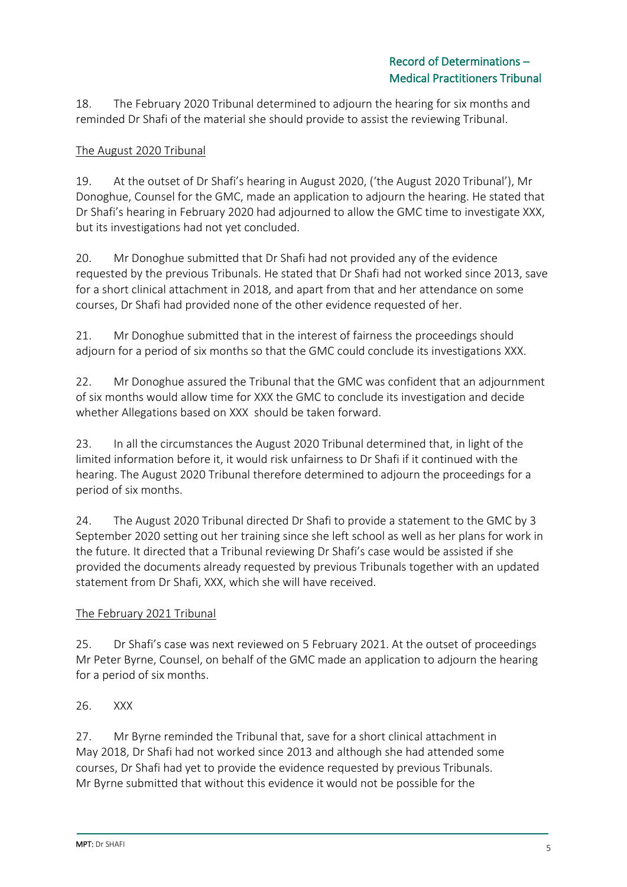18. The February 2020 Tribunal determined to adjourn the hearing for six months and reminded Dr Shafi of the material she should provide to assist the reviewing Tribunal.

The August 2020 Tribunal

19. At the outset of Dr Shafi's hearing in August 2020, ('the August 2020 Tribunal'), Mr Donoghue, Counsel for the GMC, made an application to adjourn the hearing. He stated that Dr Shafi's hearing in February 2020 had adjourned to allow the GMC time to investigate XXX, but its investigations had not yet concluded.

20. Mr Donoghue submitted that Dr Shafi had not provided any of the evidence requested by the previous Tribunals. He stated that Dr Shafi had not worked since 2013, save for a short clinical attachment in 2018, and apart from that and her attendance on some courses, Dr Shafi had provided none of the other evidence requested of her.

21. Mr Donoghue submitted that in the interest of fairness the proceedings should adjourn for a period of six months so that the GMC could conclude its investigations XXX.

22. Mr Donoghue assured the Tribunal that the GMC was confident that an adjournment of six months would allow time for XXX the GMC to conclude its investigation and decide whether Allegations based on XXX should be taken forward.

23. In all the circumstances the August 2020 Tribunal determined that, in light of the limited information before it, it would risk unfairness to Dr Shafi if it continued with the hearing. The August 2020 Tribunal therefore determined to adjourn the proceedings for a period of six months.

24. The August 2020 Tribunal directed Dr Shafi to provide a statement to the GMC by 3 September 2020 setting out her training since she left school as well as her plans for work in the future. It directed that a Tribunal reviewing Dr Shafi's case would be assisted if she provided the documents already requested by previous Tribunals together with an updated statement from Dr Shafi, XXX, which she will have received.

The February 2021 Tribunal

25. Dr Shafi's case was next reviewed on 5 February 2021. At the outset of proceedings Mr Peter Byrne, Counsel, on behalf of the GMC made an application to adjourn the hearing for a period of six months.

26. XXX

27. Mr Byrne reminded the Tribunal that, save for a short clinical attachment in May 2018, Dr Shafi had not worked since 2013 and although she had attended some courses, Dr Shafi had yet to provide the evidence requested by previous Tribunals. Mr Byrne submitted that without this evidence it would not be possible for the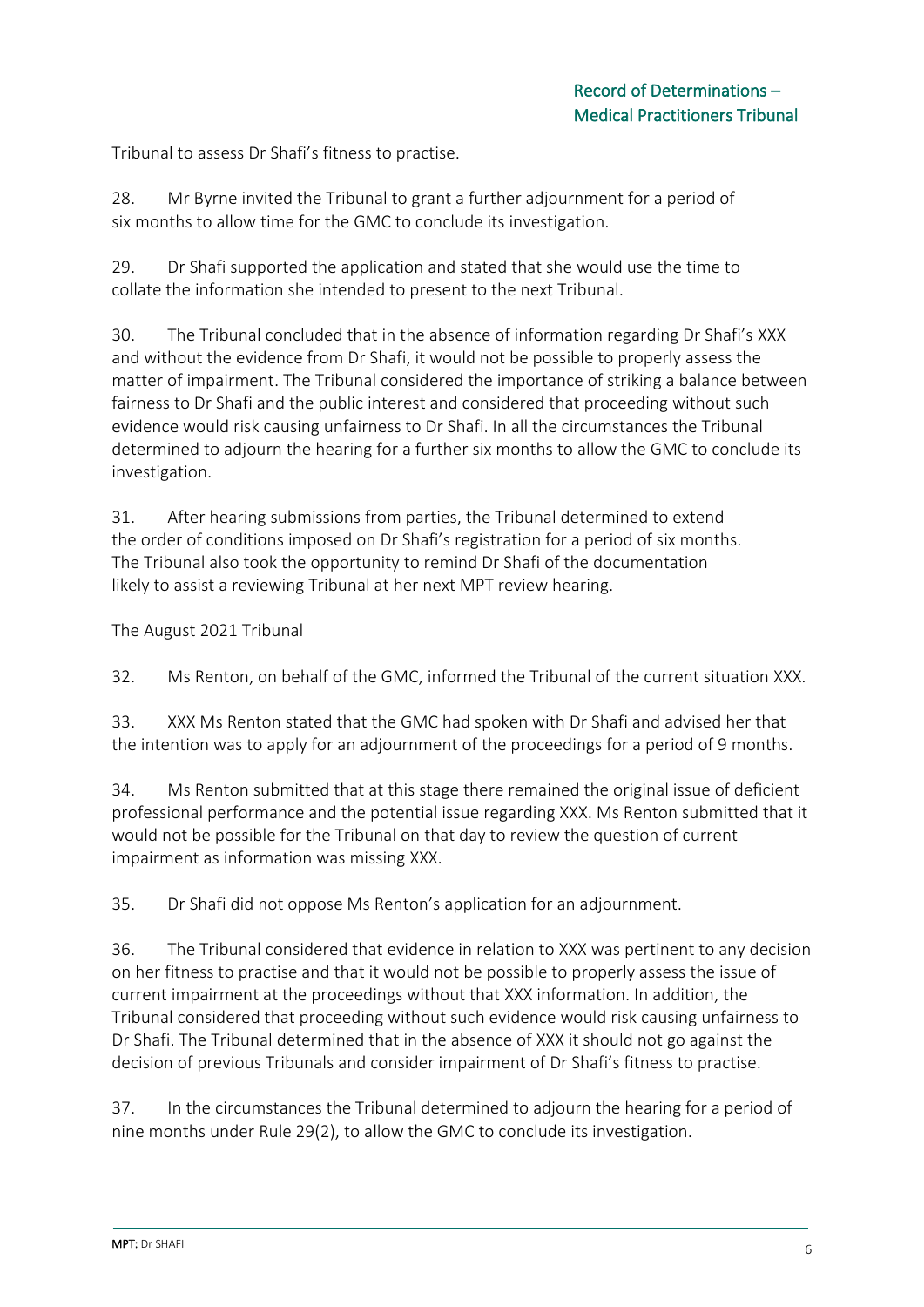Tribunal to assess Dr Shafi's fitness to practise.

28. Mr Byrne invited the Tribunal to grant a further adjournment for a period of six months to allow time for the GMC to conclude its investigation.

29. Dr Shafi supported the application and stated that she would use the time to collate the information she intended to present to the next Tribunal.

30. The Tribunal concluded that in the absence of information regarding Dr Shafi's XXX and without the evidence from Dr Shafi, it would not be possible to properly assess the matter of impairment. The Tribunal considered the importance of striking a balance between fairness to Dr Shafi and the public interest and considered that proceeding without such evidence would risk causing unfairness to Dr Shafi. In all the circumstances the Tribunal determined to adjourn the hearing for a further six months to allow the GMC to conclude its investigation.

31. After hearing submissions from parties, the Tribunal determined to extend the order of conditions imposed on Dr Shafi's registration for a period of six months. The Tribunal also took the opportunity to remind Dr Shafi of the documentation likely to assist a reviewing Tribunal at her next MPT review hearing.

<u>The August 2021 Tribunal</u>

32. Ms Renton, on behalf of the GMC, informed the Tribunal of the current situation XXX.

33. XXX Ms Renton stated that the GMC had spoken with Dr Shafi and advised her that the intention was to apply for an adjournment of the proceedings for a period of 9 months.

34. Ms Renton submitted that at this stage there remained the original issue of deficient professional performance and the potential issue regarding XXX. Ms Renton submitted that it would not be possible for the Tribunal on that day to review the question of current impairment as information was missing XXX.

35. Dr Shafi did not oppose Ms Renton's application for an adjournment.

36. The Tribunal considered that evidence in relation to XXX was pertinent to any decision on her fitness to practise and that it would not be possible to properly assess the issue of current impairment at the proceedings without that XXX information. In addition, the Tribunal considered that proceeding without such evidence would risk causing unfairness to Dr Shafi. The Tribunal determined that in the absence of XXX it should not go against the decision of previous Tribunals and consider impairment of Dr Shafi's fitness to practise.

37. In the circumstances the Tribunal determined to adjourn the hearing for a period of nine months under Rule 29(2), to allow the GMC to conclude its investigation.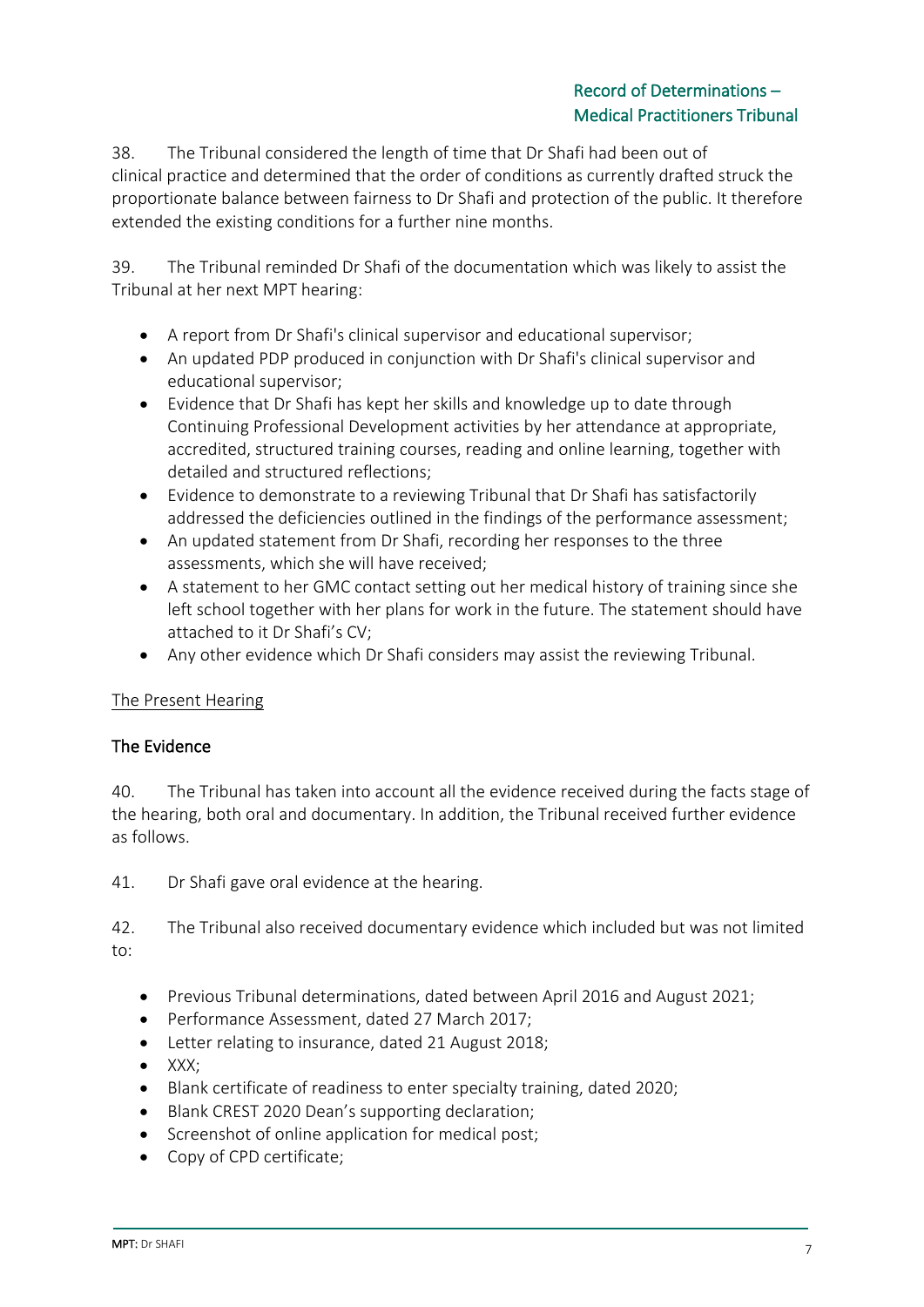38. The Tribunal considered the length of time that Dr Shafi had been out of clinical practice and determined that the order of conditions as currently drafted struck the proportionate balance between fairness to Dr Shafi and protection of the public. It therefore extended the existing conditions for a further nine months.

39. The Tribunal reminded Dr Shafi of the documentation which was likely to assist the Tribunal at her next MPT hearing:

- A report from Dr Shafi's clinical supervisor and educational supervisor;
- An updated PDP produced in conjunction with Dr Shafi's clinical supervisor and educational supervisor;
- Evidence that Dr Shafi has kept her skills and knowledge up to date through Continuing Professional Development activities by her attendance at appropriate, accredited, structured training courses, reading and online learning, together with detailed and structured reflections;
- Evidence to demonstrate to a reviewing Tribunal that Dr Shafi has satisfactorily addressed the deficiencies outlined in the findings of the performance assessment;
- An updated statement from Dr Shafi, recording her responses to the three assessments, which she will have received;
- A statement to her GMC contact setting out her medical history of training since she left school together with her plans for work in the future. The statement should have attached to it Dr Shafi's CV;
- Any other evidence which Dr Shafi considers may assist the reviewing Tribunal.

## The Present Hearing

### The Evidence

40. The Tribunal has taken into account all the evidence received during the facts stage of the hearing, both oral and documentary. In addition, the Tribunal received further evidence as follows.

41. Dr Shafi gave oral evidence at the hearing.

42. The Tribunal also received documentary evidence which included but was not limited to:

- Previous Tribunal determinations, dated between April 2016 and August 2021;
- Performance Assessment, dated 27 March 2017;
- Letter relating to insurance, dated 21 August 2018;
- XXX;
- Blank certificate of readiness to enter specialty training, dated 2020;
- Blank CREST 2020 Dean's supporting declaration;
- Screenshot of online application for medical post;
- Copy of CPD certificate;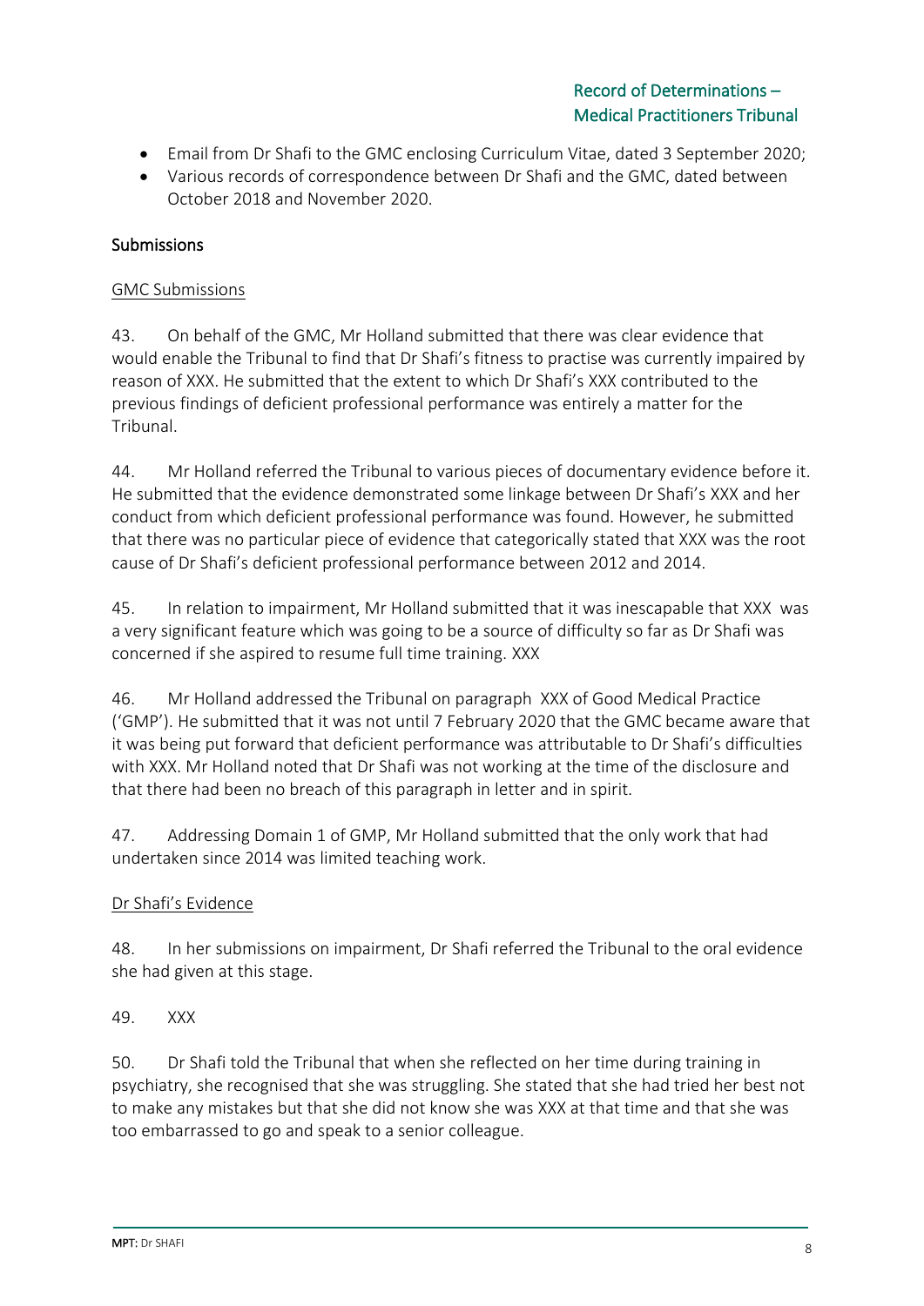- Email from Dr Shafi to the GMC enclosing Curriculum Vitae, dated 3 September 2020;
- Various records of correspondence between Dr Shafi and the GMC, dated between October 2018 and November 2020.

## Submissions

### GMC Submissions

43. On behalf of the GMC, Mr Holland submitted that there was clear evidence that would enable the Tribunal to find that Dr Shafi's fitness to practise was currently impaired by reason of XXX. He submitted that the extent to which Dr Shafi's XXX contributed to the previous findings of deficient professional performance was entirely a matter for the Tribunal.

44. Mr Holland referred the Tribunal to various pieces of documentary evidence before it. He submitted that the evidence demonstrated some linkage between Dr Shafi's XXX and her conduct from which deficient professional performance was found. However, he submitted that there was no particular piece of evidence that categorically stated that XXX was the root cause of Dr Shafi's deficient professional performance between 2012 and 2014.

45. In relation to impairment, Mr Holland submitted that it was inescapable that XXX was a very significant feature which was going to be a source of difficulty so far as Dr Shafi was concerned if she aspired to resume full time training. XXX

46. Mr Holland addressed the Tribunal on paragraph XXX of Good Medical Practice ('GMP'). He submitted that it was not until 7 February 2020 that the GMC became aware that it was being put forward that deficient performance was attributable to Dr Shafi's difficulties with XXX. Mr Holland noted that Dr Shafi was not working at the time of the disclosure and that there had been no breach of this paragraph in letter and in spirit.

47. Addressing Domain 1 of GMP, Mr Holland submitted that the only work that had undertaken since 2014 was limited teaching work.

### Dr Shafi's Evidence

48. In her submissions on impairment, Dr Shafi referred the Tribunal to the oral evidence she had given at this stage.

49. XXX

50. Dr Shafi told the Tribunal that when she reflected on her time during training in psychiatry, she recognised that she was struggling. She stated that she had tried her best not to make any mistakes but that she did not know she was XXX at that time and that she was too embarrassed to go and speak to a senior colleague.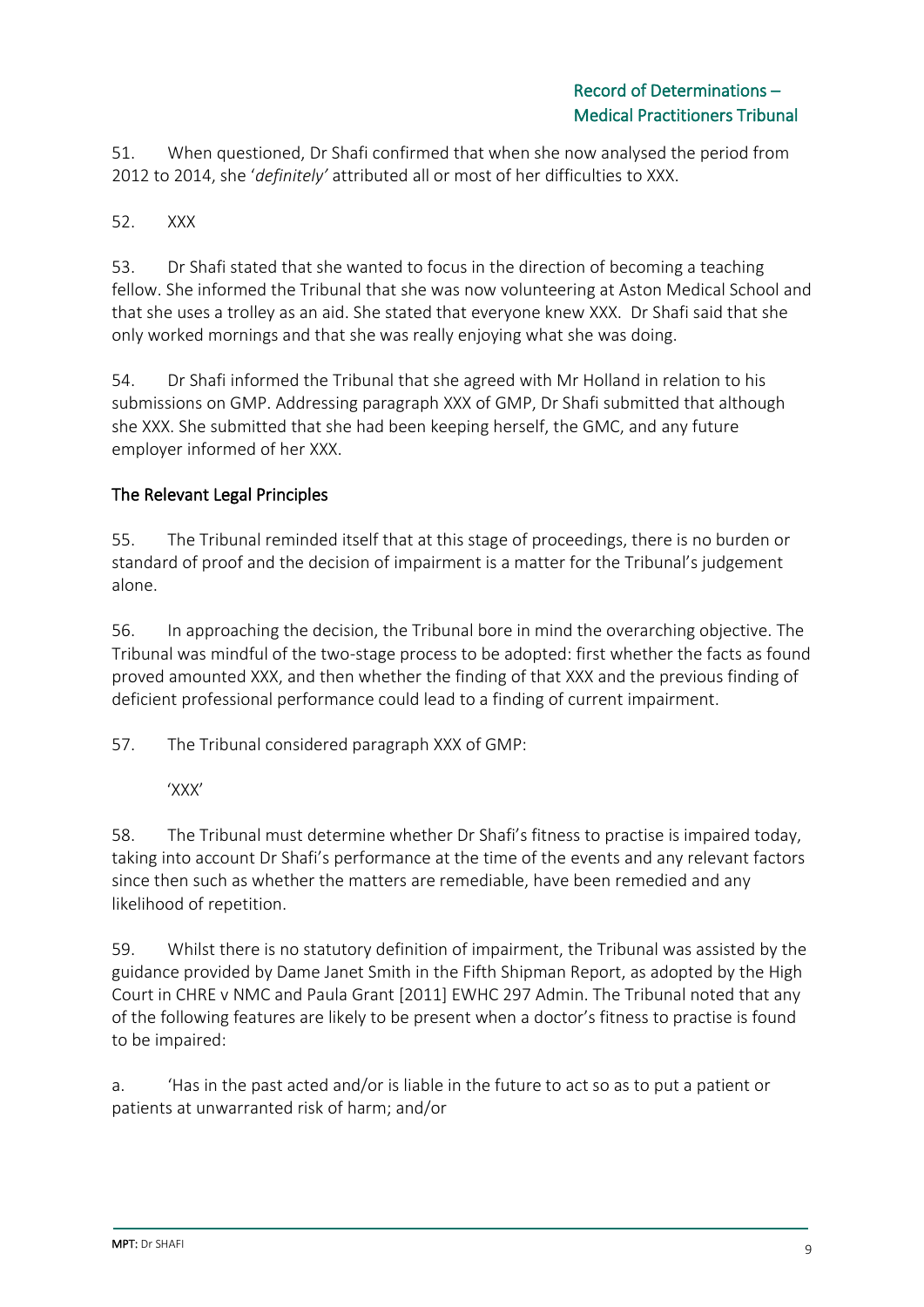51. When questioned, Dr Shafi confirmed that when she now analysed the period from 2012 to 2014, she '*definitely'* attributed all or most of her difficulties to XXX.

52. XXX

53. Dr Shafi stated that she wanted to focus in the direction of becoming a teaching fellow. She informed the Tribunal that she was now volunteering at Aston Medical School and that she uses a trolley as an aid. She stated that everyone knew XXX. Dr Shafi said that she only worked mornings and that she was really enjoying what she was doing.

54. Dr Shafi informed the Tribunal that she agreed with Mr Holland in relation to his submissions on GMP. Addressing paragraph XXX of GMP, Dr Shafi submitted that although she XXX. She submitted that she had been keeping herself, the GMC, and any future employer informed of her XXX.

## The Relevant Legal Principles

55. The Tribunal reminded itself that at this stage of proceedings, there is no burden or standard of proof and the decision of impairment is a matter for the Tribunal's judgement alone.

56. In approaching the decision, the Tribunal bore in mind the overarching objective. The Tribunal was mindful of the two-stage process to be adopted: first whether the facts as found proved amounted XXX, and then whether the finding of that XXX and the previous finding of deficient professional performance could lead to a finding of current impairment.

57. The Tribunal considered paragraph XXX of GMP:

> 'XXX'

58. The Tribunal must determine whether Dr Shafi's fitness to practise is impaired today, taking into account Dr Shafi's performance at the time of the events and any relevant factors since then such as whether the matters are remediable, have been remedied and any likelihood of repetition.

59. Whilst there is no statutory definition of impairment, the Tribunal was assisted by the guidance provided by Dame Janet Smith in the Fifth Shipman Report, as adopted by the High Court in CHRE v NMC and Paula Grant [2011] EWHC 297 Admin. The Tribunal noted that any of the following features are likely to be present when a doctor's fitness to practise is found to be impaired:

a. 'Has in the past acted and/or is liable in the future to act so as to put a patient or patients at unwarranted risk of harm; and/or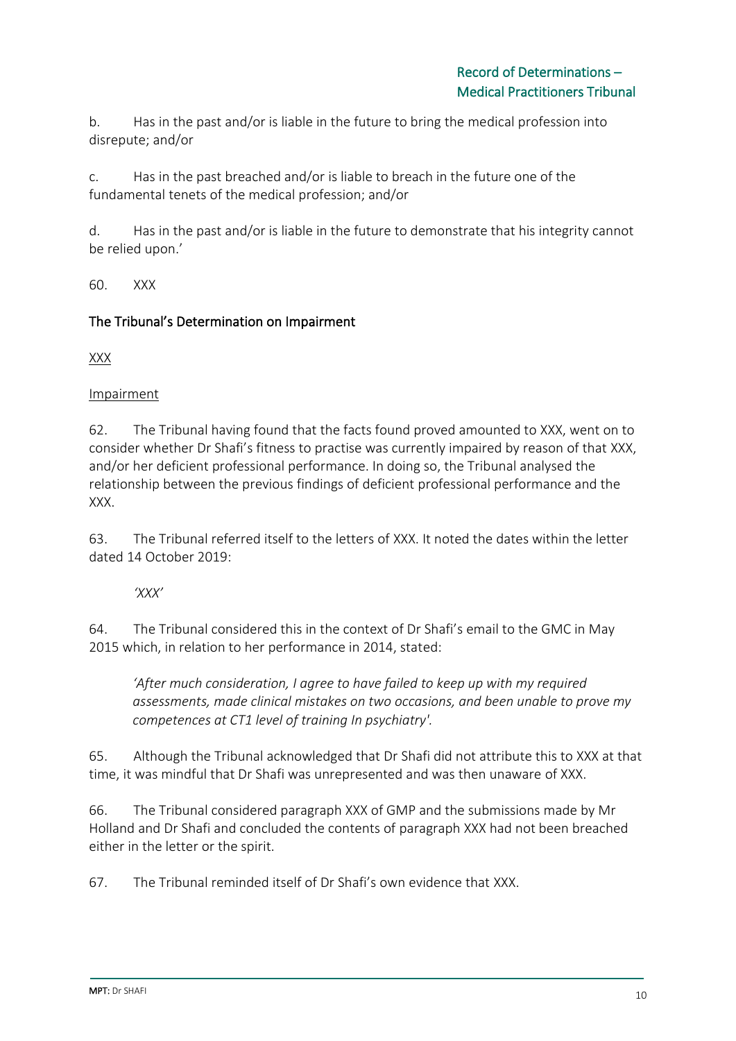b. Has in the past and/or is liable in the future to bring the medical profession into disrepute; and/or

c. Has in the past breached and/or is liable to breach in the future one of the fundamental tenets of the medical profession; and/or

d. Has in the past and/or is liable in the future to demonstrate that his integrity cannot be relied upon.'

60. XXX

## The Tribunal's Determination on Impairment

<u>XXX</u>

<u>Impairment</u>

62. The Tribunal having found that the facts found proved amounted to XXX, went on to consider whether Dr Shafi's fitness to practise was currently impaired by reason of that XXX, and/or her deficient professional performance. In doing so, the Tribunal analysed the relationship between the previous findings of deficient professional performance and the XXX.

63. The Tribunal referred itself to the letters of XXX. It noted the dates within the letter dated 14 October 2019:

> *'XXX'*

64. The Tribunal considered this in the context of Dr Shafi's email to the GMC in May 2015 which, in relation to her performance in 2014, stated:

> *'After much consideration, I agree to have failed to keep up with my required assessments, made clinical mistakes on two occasions, and been unable to prove my competences at CT1 level of training In psychiatry'.*

65. Although the Tribunal acknowledged that Dr Shafi did not attribute this to XXX at that time, it was mindful that Dr Shafi was unrepresented and was then unaware of XXX.

66. The Tribunal considered paragraph XXX of GMP and the submissions made by Mr Holland and Dr Shafi and concluded the contents of paragraph XXX had not been breached either in the letter or the spirit.

67. The Tribunal reminded itself of Dr Shafi's own evidence that XXX.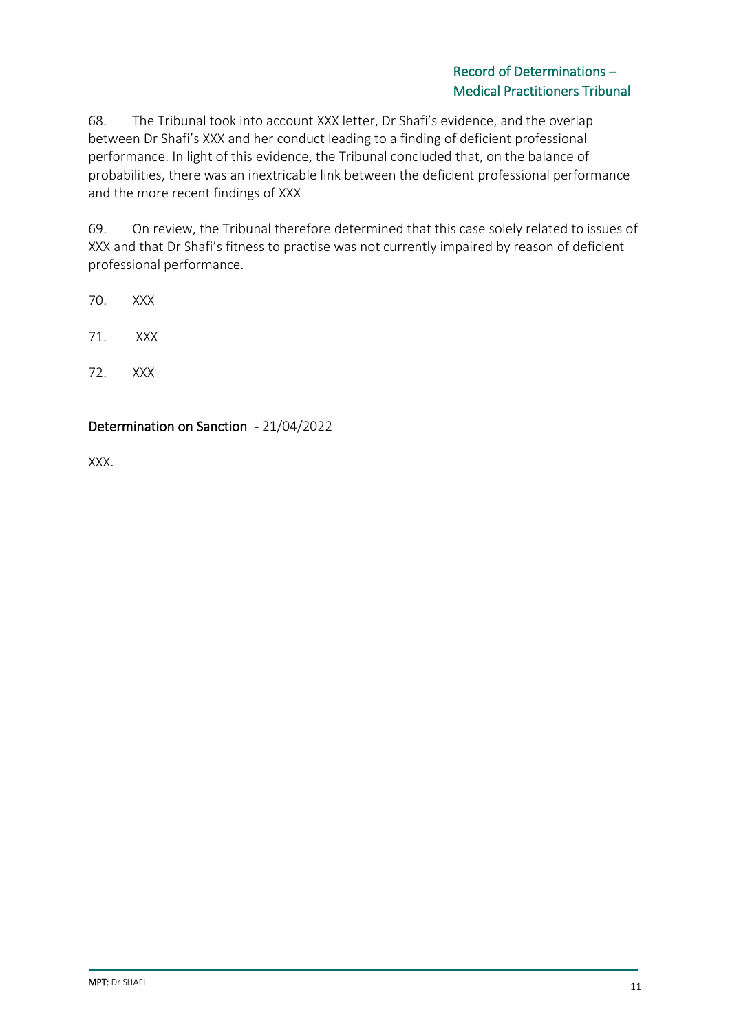68. The Tribunal took into account XXX letter, Dr Shafi's evidence, and the overlap between Dr Shafi's XXX and her conduct leading to a finding of deficient professional performance. In light of this evidence, the Tribunal concluded that, on the balance of probabilities, there was an inextricable link between the deficient professional performance and the more recent findings of XXX

69. On review, the Tribunal therefore determined that this case solely related to issues of XXX and that Dr Shafi's fitness to practise was not currently impaired by reason of deficient professional performance.

70. XXX

71. XXX

72. XXX

## Determination on Sanction - 21/04/2022

XXX.